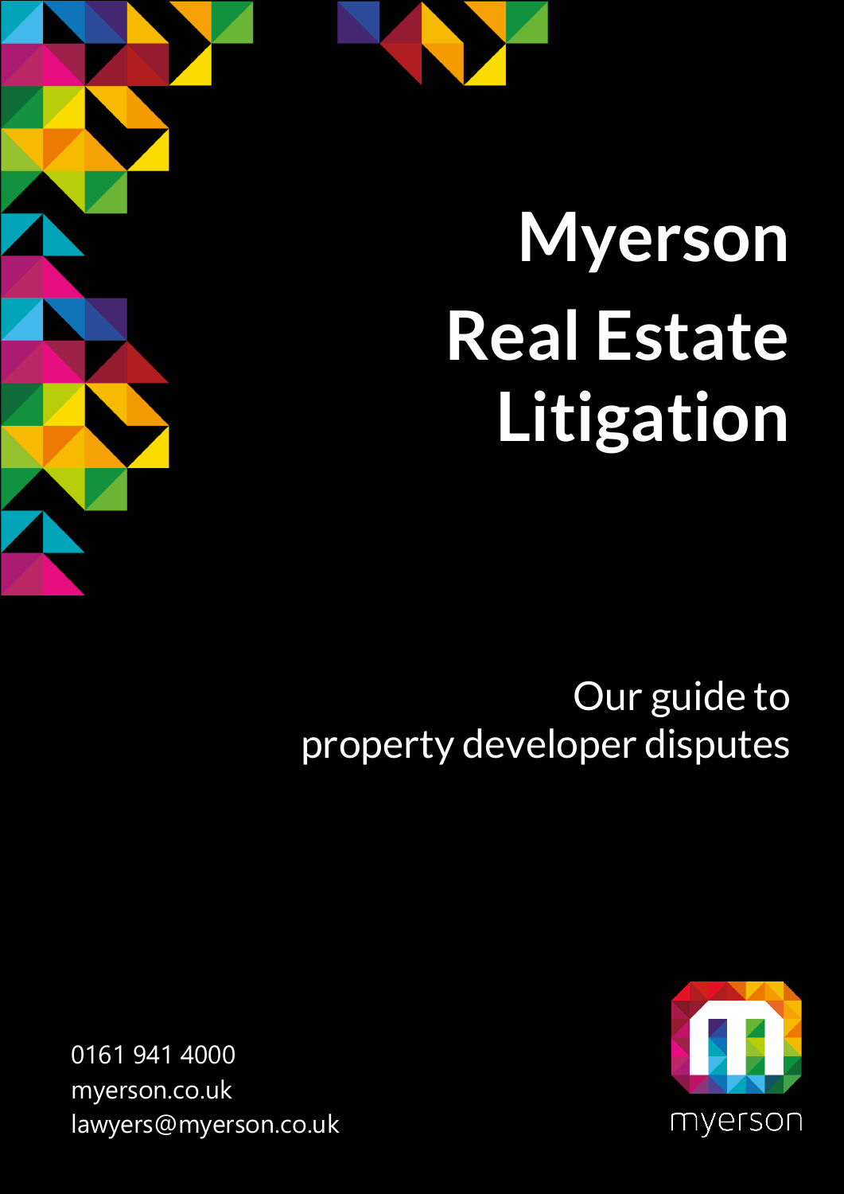# Myerson Real Estate Litigation

Our guide to
property developer disputes

0161 941 4000
myerson.co.uk
lawyers@myerson.co.uk

myerson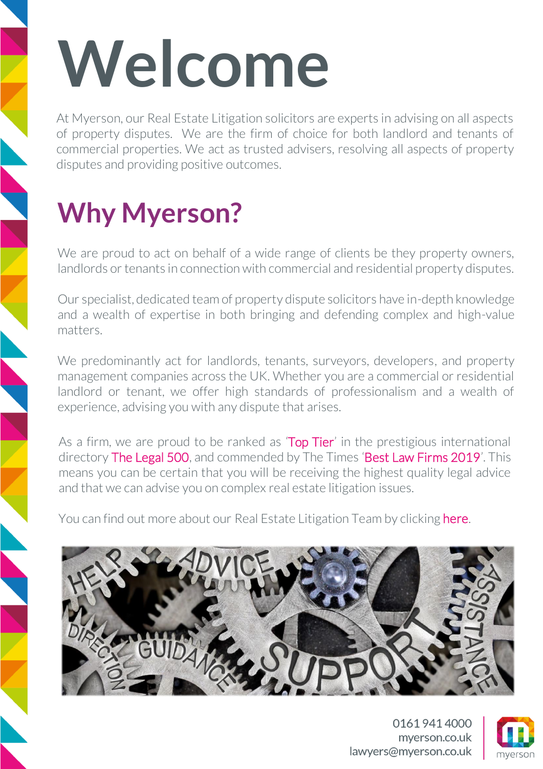# Welcome

At Myerson, our Real Estate Litigation solicitors are experts in advising on all aspects of property disputes. We are the firm of choice for both landlord and tenants of commercial properties. We act as trusted advisers, resolving all aspects of property disputes and providing positive outcomes.

## Why Myerson?

We are proud to act on behalf of a wide range of clients be they property owners, landlords or tenants in connection with commercial and residential property disputes.

Our specialist, dedicated team of property dispute solicitors have in-depth knowledge and a wealth of expertise in both bringing and defending complex and high-value matters.

We predominantly act for landlords, tenants, surveyors, developers, and property management companies across the UK. Whether you are a commercial or residential landlord or tenant, we offer high standards of professionalism and a wealth of experience, advising you with any dispute that arises.

As a firm, we are proud to be ranked as 'Top Tier' in the prestigious international directory The Legal 500, and commended by The Times 'Best Law Firms 2019'. This means you can be certain that you will be receiving the highest quality legal advice and that we can advise you on complex real estate litigation issues.

You can find out more about our Real Estate Litigation Team by clicking here.

0161 941 4000
myerson.co.uk
lawyers@myerson.co.uk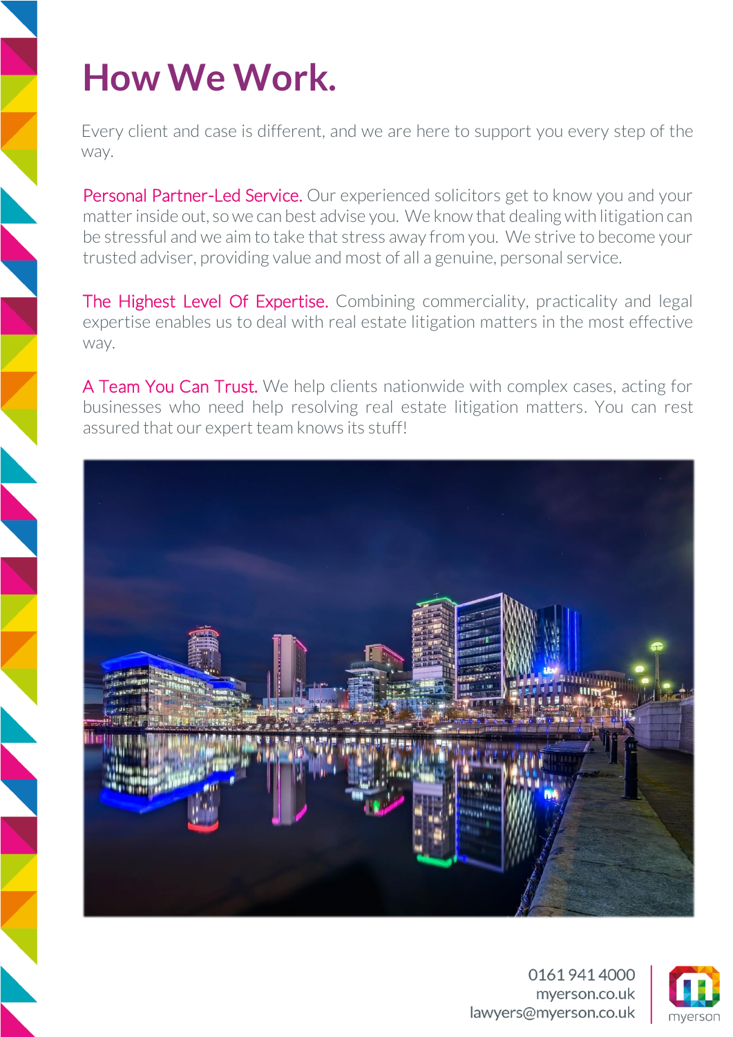# How We Work.

Every client and case is different, and we are here to support you every step of the way.

Personal Partner-Led Service. Our experienced solicitors get to know you and your matter inside out, so we can best advise you. We know that dealing with litigation can be stressful and we aim to take that stress away from you. We strive to become your trusted adviser, providing value and most of all a genuine, personal service.

The Highest Level Of Expertise. Combining commerciality, practicality and legal expertise enables us to deal with real estate litigation matters in the most effective way.

A Team You Can Trust. We help clients nationwide with complex cases, acting for businesses who need help resolving real estate litigation matters. You can rest assured that our expert team knows its stuff!

0161 941 4000
myerson.co.uk
lawyers@myerson.co.uk

myerson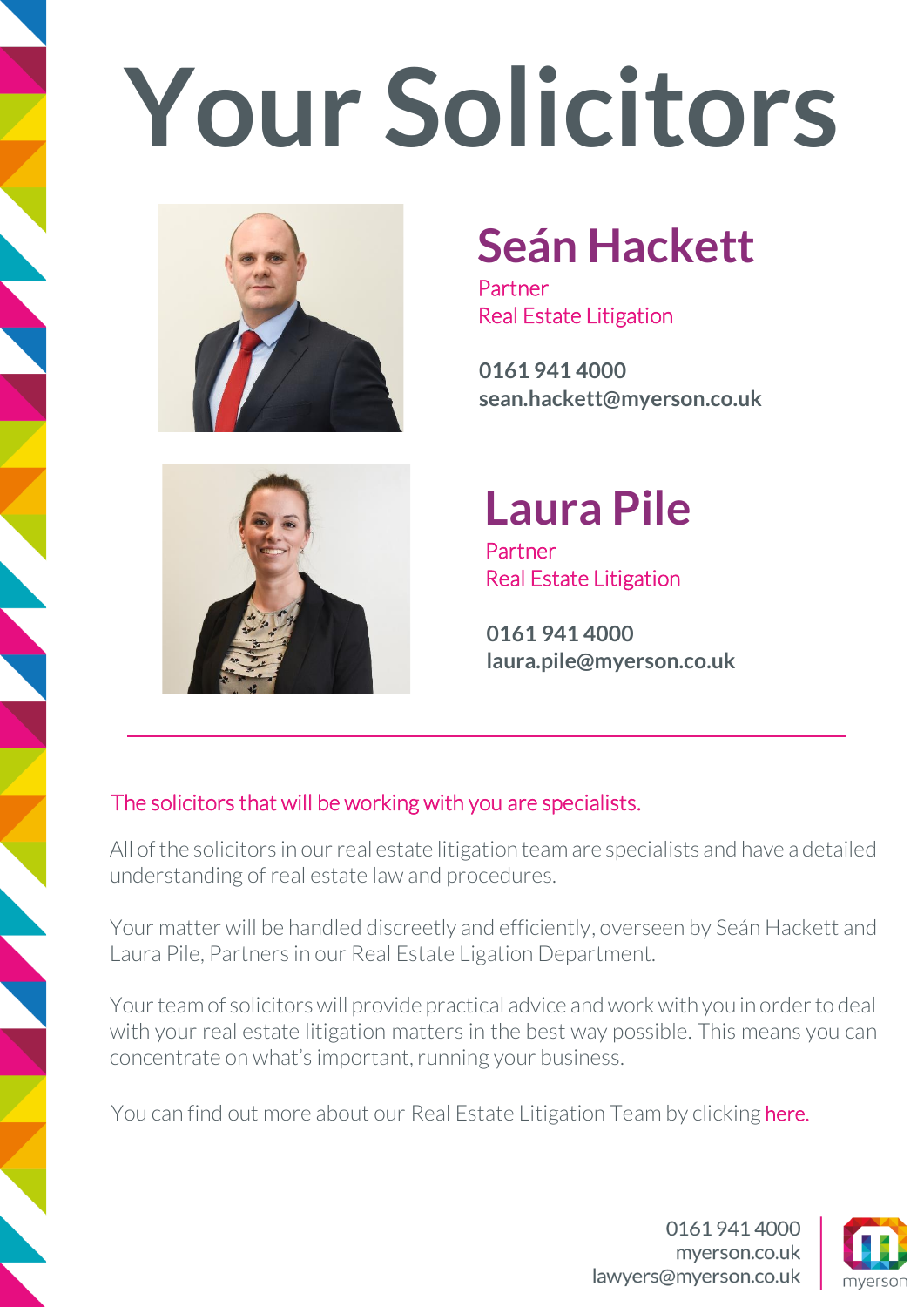# Your Solicitors

## Seán Hackett

Partner
Real Estate Litigation

**0161 941 4000**
**sean.hackett@myerson.co.uk**

## Laura Pile

Partner
Real Estate Litigation

**0161 941 4000**
**laura.pile@myerson.co.uk**

---

The solicitors that will be working with you are specialists.

All of the solicitors in our real estate litigation team are specialists and have a detailed understanding of real estate law and procedures.

Your matter will be handled discreetly and efficiently, overseen by Seán Hackett and Laura Pile, Partners in our Real Estate Ligation Department.

Your team of solicitors will provide practical advice and work with you in order to deal with your real estate litigation matters in the best way possible. This means you can concentrate on what's important, running your business.

You can find out more about our Real Estate Litigation Team by clicking here.

0161 941 4000
myerson.co.uk
lawyers@myerson.co.uk

myerson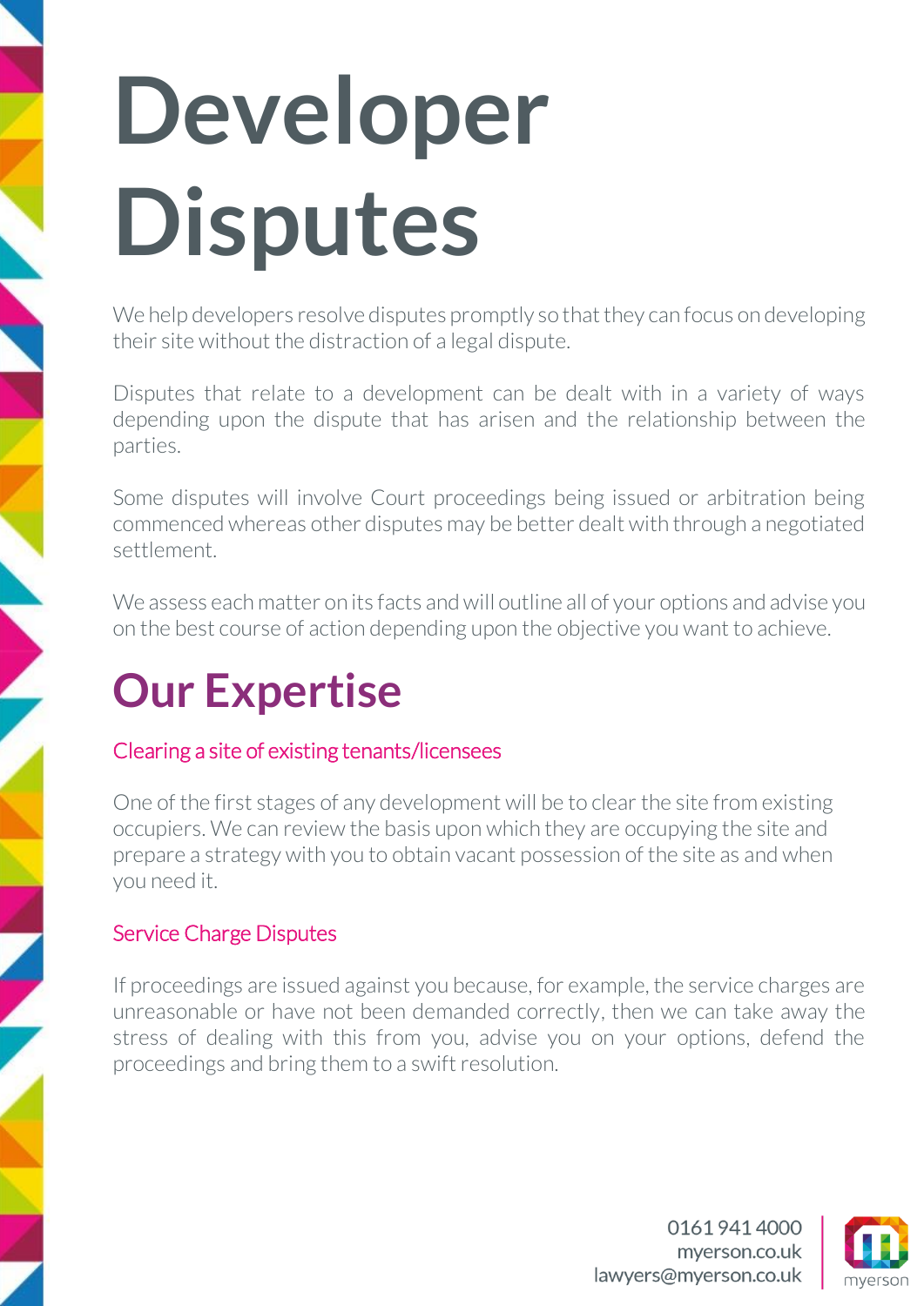# Developer Disputes

We help developers resolve disputes promptly so that they can focus on developing their site without the distraction of a legal dispute.

Disputes that relate to a development can be dealt with in a variety of ways depending upon the dispute that has arisen and the relationship between the parties.

Some disputes will involve Court proceedings being issued or arbitration being commenced whereas other disputes may be better dealt with through a negotiated settlement.

We assess each matter on its facts and will outline all of your options and advise you on the best course of action depending upon the objective you want to achieve.

## Our Expertise

### Clearing a site of existing tenants/licensees

One of the first stages of any development will be to clear the site from existing occupiers. We can review the basis upon which they are occupying the site and prepare a strategy with you to obtain vacant possession of the site as and when you need it.

### Service Charge Disputes

If proceedings are issued against you because, for example, the service charges are unreasonable or have not been demanded correctly, then we can take away the stress of dealing with this from you, advise you on your options, defend the proceedings and bring them to a swift resolution.

0161 941 4000
myerson.co.uk
lawyers@myerson.co.uk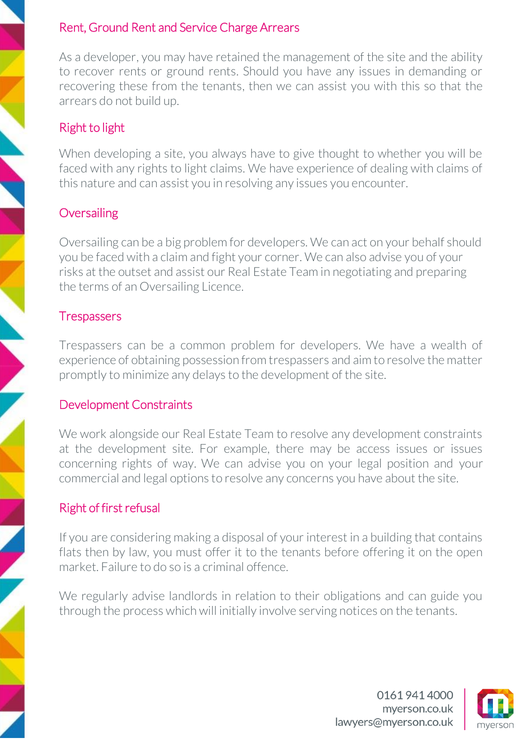## Rent, Ground Rent and Service Charge Arrears

As a developer, you may have retained the management of the site and the ability to recover rents or ground rents. Should you have any issues in demanding or recovering these from the tenants, then we can assist you with this so that the arrears do not build up.

## Right to light

When developing a site, you always have to give thought to whether you will be faced with any rights to light claims. We have experience of dealing with claims of this nature and can assist you in resolving any issues you encounter.

## Oversailing

Oversailing can be a big problem for developers. We can act on your behalf should you be faced with a claim and fight your corner. We can also advise you of your risks at the outset and assist our Real Estate Team in negotiating and preparing the terms of an Oversailing Licence.

## Trespassers

Trespassers can be a common problem for developers. We have a wealth of experience of obtaining possession from trespassers and aim to resolve the matter promptly to minimize any delays to the development of the site.

## Development Constraints

We work alongside our Real Estate Team to resolve any development constraints at the development site. For example, there may be access issues or issues concerning rights of way. We can advise you on your legal position and your commercial and legal options to resolve any concerns you have about the site.

## Right of first refusal

If you are considering making a disposal of your interest in a building that contains flats then by law, you must offer it to the tenants before offering it on the open market. Failure to do so is a criminal offence.

We regularly advise landlords in relation to their obligations and can guide you through the process which will initially involve serving notices on the tenants.

0161 941 4000
myerson.co.uk
lawyers@myerson.co.uk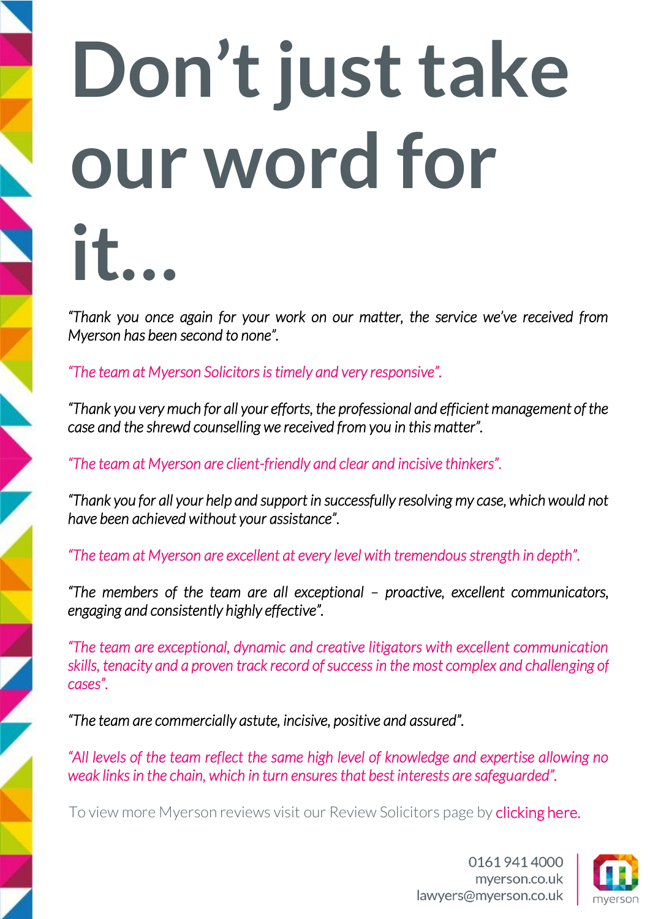# Don’t just take our word for it...

*“Thank you once again for your work on our matter, the service we’ve received from Myerson has been second to none”.*

*“The team at Myerson Solicitors is timely and very responsive”.*

*“Thank you very much for all your efforts, the professional and efficient management of the case and the shrewd counselling we received from you in this matter”.*

*“The team at Myerson are client-friendly and clear and incisive thinkers”.*

*“Thank you for all your help and support in successfully resolving my case, which would not have been achieved without your assistance”.*

*“The team at Myerson are excellent at every level with tremendous strength in depth”.*

*“The members of the team are all exceptional – proactive, excellent communicators, engaging and consistently highly effective”.*

*“The team are exceptional, dynamic and creative litigators with excellent communication skills, tenacity and a proven track record of success in the most complex and challenging of cases”.*

*“The team are commercially astute, incisive, positive and assured”.*

*“All levels of the team reflect the same high level of knowledge and expertise allowing no weak links in the chain, which in turn ensures that best interests are safeguarded”.*

To view more Myerson reviews visit our Review Solicitors page by clicking here.

0161 941 4000
myerson.co.uk
lawyers@myerson.co.uk

myerson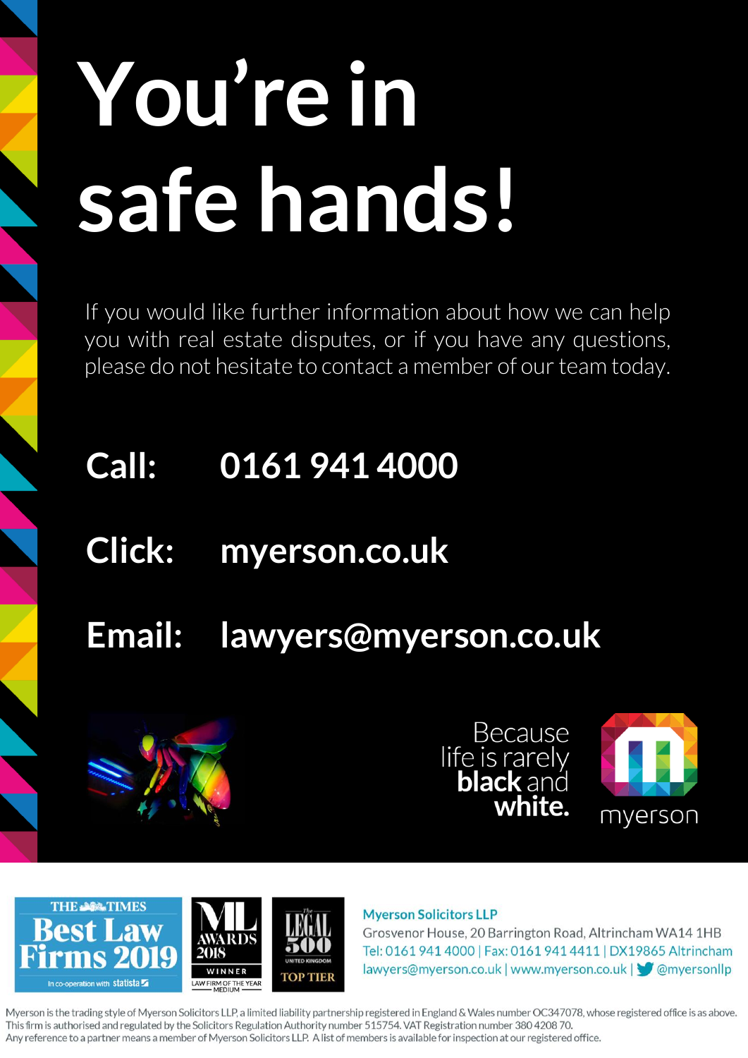# You're in safe hands!

If you would like further information about how we can help you with real estate disputes, or if you have any questions, please do not hesitate to contact a member of our team today.

**Call:** **0161 941 4000**

**Click:** **myerson.co.uk**

**Email:** **lawyers@myerson.co.uk**

Because life is rarely **black** and **white.**

myerson

THE TIMES Best Law Firms 2019 In co-operation with statista

ML AWARDS 2018 WINNER LAW FIRM OF THE YEAR MEDIUM

The LEGAL 500 UNITED KINGDOM TOP TIER

**Myerson Solicitors LLP**
Grosvenor House, 20 Barrington Road, Altrincham WA14 1HB
Tel: 0161 941 4000 | Fax: 0161 941 4411 | DX19865 Altrincham
lawyers@myerson.co.uk | www.myerson.co.uk | @myersonllp

Myerson is the trading style of Myerson Solicitors LLP, a limited liability partnership registered in England & Wales number OC347078, whose registered office is as above. This firm is authorised and regulated by the Solicitors Regulation Authority number 515754. VAT Registration number 380 4208 70. Any reference to a partner means a member of Myerson Solicitors LLP. A list of members is available for inspection at our registered office.